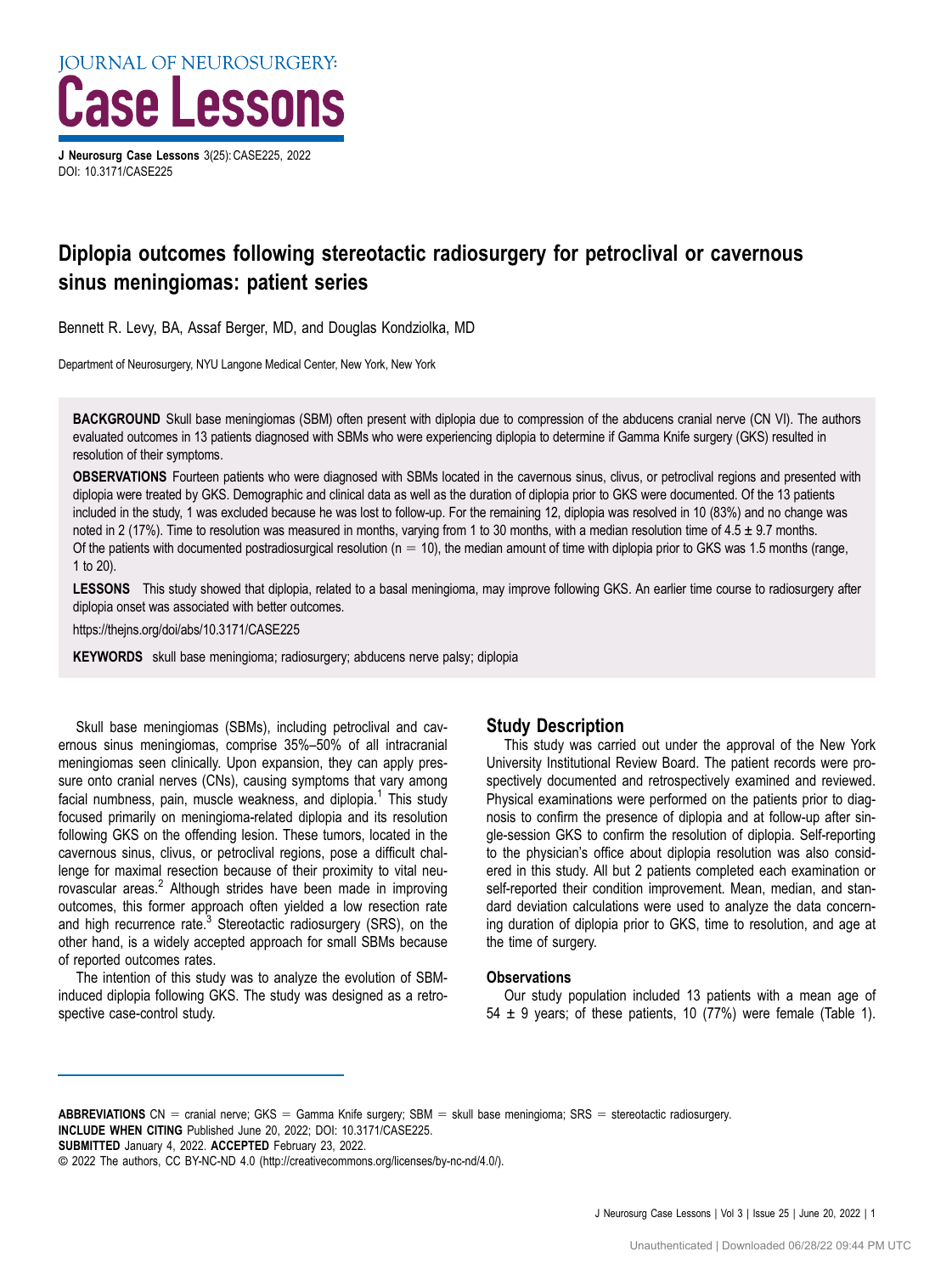JOURNAL OF NEUROSURGERY:
# Case Lessons

**J Neurosurg Case Lessons** 3(25): CASE225, 2022
DOI: 10.3171/CASE225

# Diplopia outcomes following stereotactic radiosurgery for petroclival or cavernous sinus meningiomas: patient series

Bennett R. Levy, BA, Assaf Berger, MD, and Douglas Kondziolka, MD

Department of Neurosurgery, NYU Langone Medical Center, New York, New York

**BACKGROUND** Skull base meningiomas (SBM) often present with diplopia due to compression of the abducens cranial nerve (CN VI). The authors evaluated outcomes in 13 patients diagnosed with SBMs who were experiencing diplopia to determine if Gamma Knife surgery (GKS) resulted in resolution of their symptoms.

**OBSERVATIONS** Fourteen patients who were diagnosed with SBMs located in the cavernous sinus, clivus, or petroclival regions and presented with diplopia were treated by GKS. Demographic and clinical data as well as the duration of diplopia prior to GKS were documented. Of the 13 patients included in the study, 1 was excluded because he was lost to follow-up. For the remaining 12, diplopia was resolved in 10 (83%) and no change was noted in 2 (17%). Time to resolution was measured in months, varying from 1 to 30 months, with a median resolution time of 4.5 ± 9.7 months. Of the patients with documented postradiosurgical resolution (n = 10), the median amount of time with diplopia prior to GKS was 1.5 months (range, 1 to 20).

**LESSONS** This study showed that diplopia, related to a basal meningioma, may improve following GKS. An earlier time course to radiosurgery after diplopia onset was associated with better outcomes.

https://thejns.org/doi/abs/10.3171/CASE225

**KEYWORDS** skull base meningioma; radiosurgery; abducens nerve palsy; diplopia

Skull base meningiomas (SBMs), including petroclival and cavernous sinus meningiomas, comprise 35%–50% of all intracranial meningiomas seen clinically. Upon expansion, they can apply pressure onto cranial nerves (CNs), causing symptoms that vary among facial numbness, pain, muscle weakness, and diplopia.[1] This study focused primarily on meningioma-related diplopia and its resolution following GKS on the offending lesion. These tumors, located in the cavernous sinus, clivus, or petroclival regions, pose a difficult challenge for maximal resection because of their proximity to vital neurovascular areas.[2] Although strides have been made in improving outcomes, this former approach often yielded a low resection rate and high recurrence rate.[3] Stereotactic radiosurgery (SRS), on the other hand, is a widely accepted approach for small SBMs because of reported outcomes rates.

The intention of this study was to analyze the evolution of SBM-induced diplopia following GKS. The study was designed as a retrospective case-control study.

## Study Description

This study was carried out under the approval of the New York University Institutional Review Board. The patient records were prospectively documented and retrospectively examined and reviewed. Physical examinations were performed on the patients prior to diagnosis to confirm the presence of diplopia and at follow-up after single-session GKS to confirm the resolution of diplopia. Self-reporting to the physician's office about diplopia resolution was also considered in this study. All but 2 patients completed each examination or self-reported their condition improvement. Mean, median, and standard deviation calculations were used to analyze the data concerning duration of diplopia prior to GKS, time to resolution, and age at the time of surgery.

### Observations

Our study population included 13 patients with a mean age of 54 ± 9 years; of these patients, 10 (77%) were female (Table 1).

**ABBREVIATIONS** CN = cranial nerve; GKS = Gamma Knife surgery; SBM = skull base meningioma; SRS = stereotactic radiosurgery.
**INCLUDE WHEN CITING** Published June 20, 2022; DOI: 10.3171/CASE225.
**SUBMITTED** January 4, 2022. **ACCEPTED** February 23, 2022.
© 2022 The authors, CC BY-NC-ND 4.0 (http://creativecommons.org/licenses/by-nc-nd/4.0/).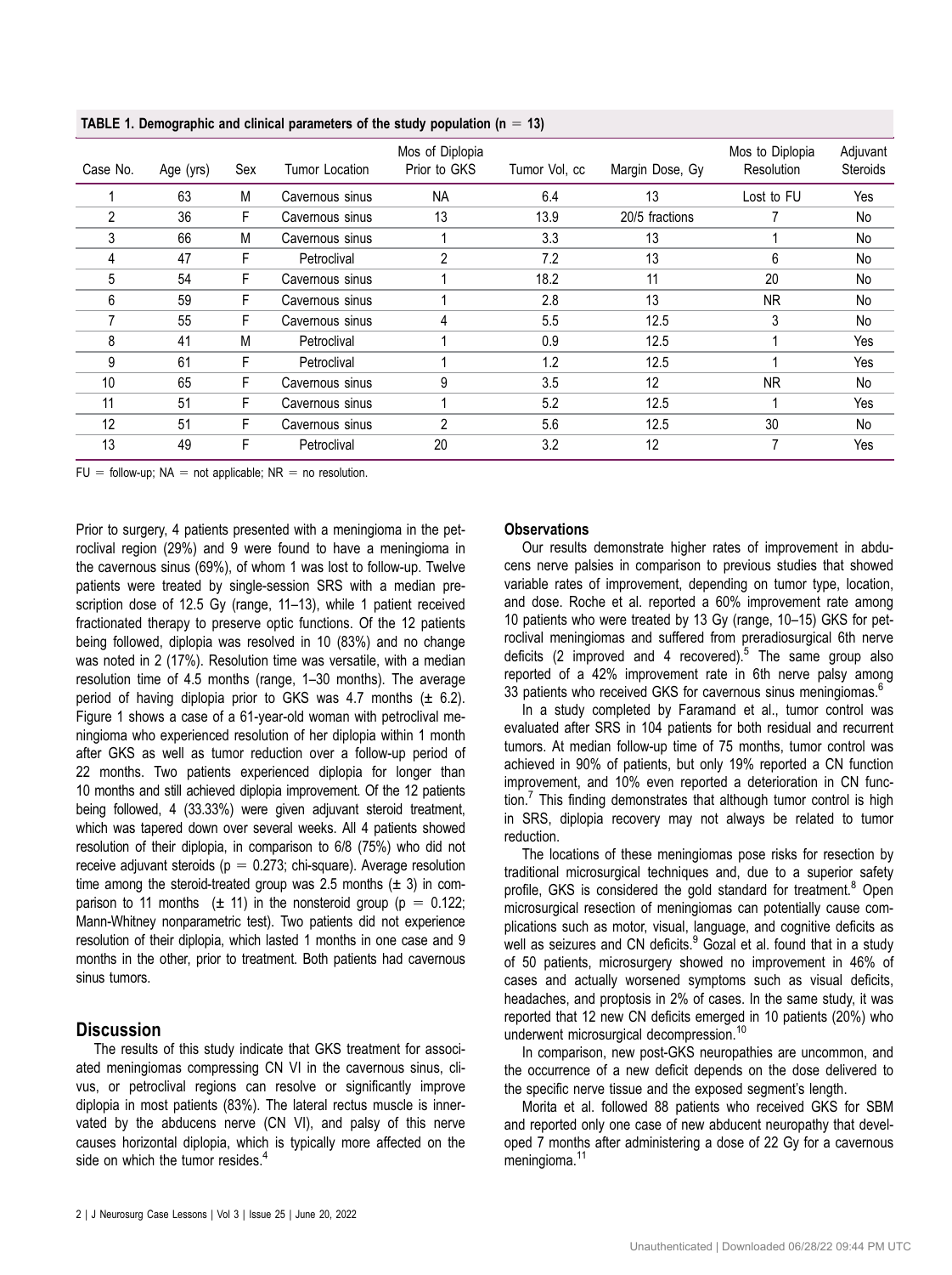**TABLE 1. Demographic and clinical parameters of the study population (n = 13)**

| Case No. | Age (yrs) | Sex | Tumor Location | Mos of Diplopia Prior to GKS | Tumor Vol, cc | Margin Dose, Gy | Mos to Diplopia Resolution | Adjuvant Steroids |
|---|---|---|---|---|---|---|---|---|
| 1 | 63 | M | Cavernous sinus | NA | 6.4 | 13 | Lost to FU | Yes |
| 2 | 36 | F | Cavernous sinus | 13 | 13.9 | 20/5 fractions | 7 | No |
| 3 | 66 | M | Cavernous sinus | 1 | 3.3 | 13 | 1 | No |
| 4 | 47 | F | Petroclival | 2 | 7.2 | 13 | 6 | No |
| 5 | 54 | F | Cavernous sinus | 1 | 18.2 | 11 | 20 | No |
| 6 | 59 | F | Cavernous sinus | 1 | 2.8 | 13 | NR | No |
| 7 | 55 | F | Cavernous sinus | 4 | 5.5 | 12.5 | 3 | No |
| 8 | 41 | M | Petroclival | 1 | 0.9 | 12.5 | 1 | Yes |
| 9 | 61 | F | Petroclival | 1 | 1.2 | 12.5 | 1 | Yes |
| 10 | 65 | F | Cavernous sinus | 9 | 3.5 | 12 | NR | No |
| 11 | 51 | F | Cavernous sinus | 1 | 5.2 | 12.5 | 1 | Yes |
| 12 | 51 | F | Cavernous sinus | 2 | 5.6 | 12.5 | 30 | No |
| 13 | 49 | F | Petroclival | 20 | 3.2 | 12 | 7 | Yes |

FU = follow-up; NA = not applicable; NR = no resolution.

Prior to surgery, 4 patients presented with a meningioma in the petroclival region (29%) and 9 were found to have a meningioma in the cavernous sinus (69%), of whom 1 was lost to follow-up. Twelve patients were treated by single-session SRS with a median prescription dose of 12.5 Gy (range, 11–13), while 1 patient received fractionated therapy to preserve optic functions. Of the 12 patients being followed, diplopia was resolved in 10 (83%) and no change was noted in 2 (17%). Resolution time was versatile, with a median resolution time of 4.5 months (range, 1–30 months). The average period of having diplopia prior to GKS was 4.7 months (± 6.2). Figure 1 shows a case of a 61-year-old woman with petroclival meningioma who experienced resolution of her diplopia within 1 month after GKS as well as tumor reduction over a follow-up period of 22 months. Two patients experienced diplopia for longer than 10 months and still achieved diplopia improvement. Of the 12 patients being followed, 4 (33.33%) were given adjuvant steroid treatment, which was tapered down over several weeks. All 4 patients showed resolution of their diplopia, in comparison to 6/8 (75%) who did not receive adjuvant steroids ($p = 0.273$; chi-square). Average resolution time among the steroid-treated group was 2.5 months (± 3) in comparison to 11 months (± 11) in the nonsteroid group ($p = 0.122$; Mann-Whitney nonparametric test). Two patients did not experience resolution of their diplopia, which lasted 1 months in one case and 9 months in the other, prior to treatment. Both patients had cavernous sinus tumors.

## Discussion

The results of this study indicate that GKS treatment for associated meningiomas compressing CN VI in the cavernous sinus, clivus, or petroclival regions can resolve or significantly improve diplopia in most patients (83%). The lateral rectus muscle is innervated by the abducens nerve (CN VI), and palsy of this nerve causes horizontal diplopia, which is typically more affected on the side on which the tumor resides.[4]

### Observations

Our results demonstrate higher rates of improvement in abducens nerve palsies in comparison to previous studies that showed variable rates of improvement, depending on tumor type, location, and dose. Roche et al. reported a 60% improvement rate among 10 patients who were treated by 13 Gy (range, 10–15) GKS for petroclival meningiomas and suffered from preradiosurgical 6th nerve deficits (2 improved and 4 recovered).[5] The same group also reported of a 42% improvement rate in 6th nerve palsy among 33 patients who received GKS for cavernous sinus meningiomas.[6]

In a study completed by Faramand et al., tumor control was evaluated after SRS in 104 patients for both residual and recurrent tumors. At median follow-up time of 75 months, tumor control was achieved in 90% of patients, but only 19% reported a CN function improvement, and 10% even reported a deterioration in CN function.[7] This finding demonstrates that although tumor control is high in SRS, diplopia recovery may not always be related to tumor reduction.

The locations of these meningiomas pose risks for resection by traditional microsurgical techniques and, due to a superior safety profile, GKS is considered the gold standard for treatment.[8] Open microsurgical resection of meningiomas can potentially cause complications such as motor, visual, language, and cognitive deficits as well as seizures and CN deficits.[9] Gozal et al. found that in a study of 50 patients, microsurgery showed no improvement in 46% of cases and actually worsened symptoms such as visual deficits, headaches, and proptosis in 2% of cases. In the same study, it was reported that 12 new CN deficits emerged in 10 patients (20%) who underwent microsurgical decompression.[10]

In comparison, new post-GKS neuropathies are uncommon, and the occurrence of a new deficit depends on the dose delivered to the specific nerve tissue and the exposed segment's length.

Morita et al. followed 88 patients who received GKS for SBM and reported only one case of new abducent neuropathy that developed 7 months after administering a dose of 22 Gy for a cavernous meningioma.[11]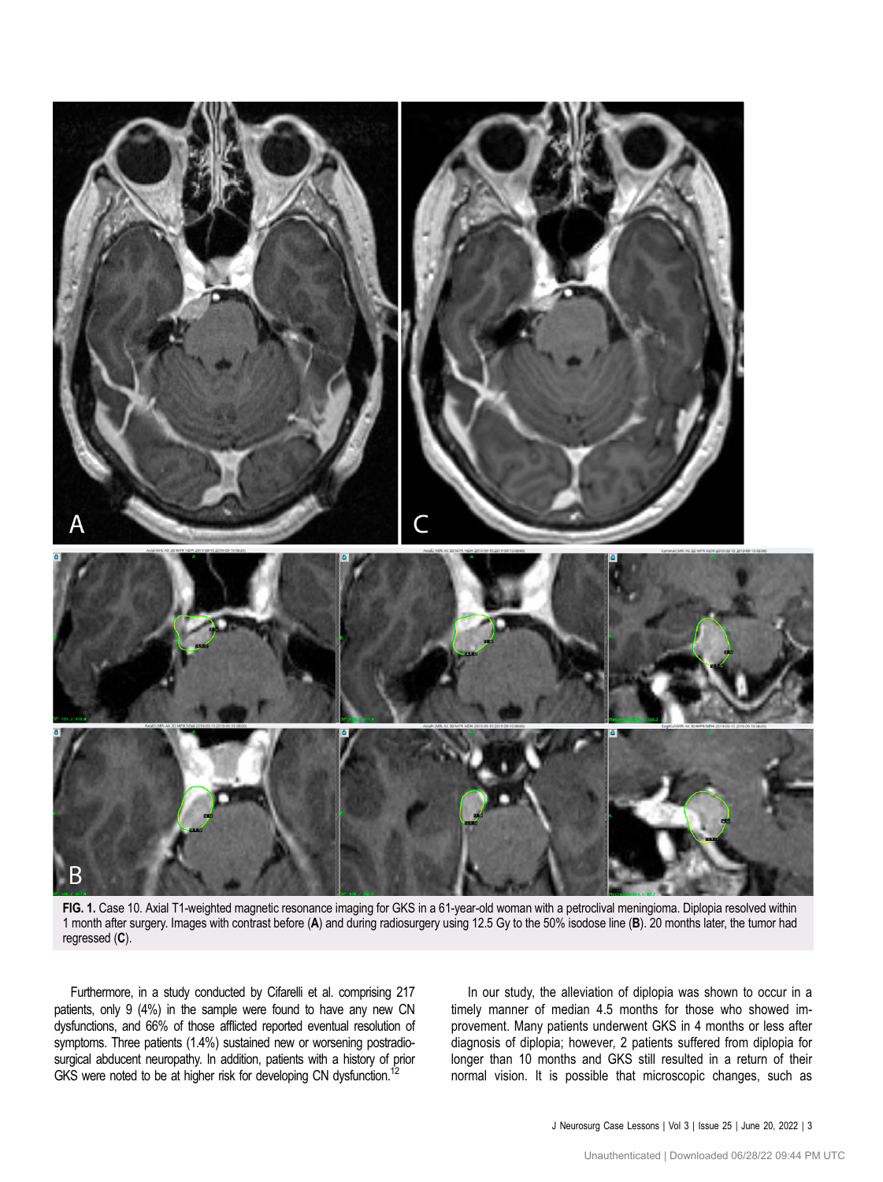**FIG. 1.** Case 10. Axial T1-weighted magnetic resonance imaging for GKS in a 61-year-old woman with a petroclival meningioma. Diplopia resolved within 1 month after surgery. Images with contrast before (**A**) and during radiosurgery using 12.5 Gy to the 50% isodose line (**B**). 20 months later, the tumor had regressed (**C**).

Furthermore, in a study conducted by Cifarelli et al. comprising 217 patients, only 9 (4%) in the sample were found to have any new CN dysfunctions, and 66% of those afflicted reported eventual resolution of symptoms. Three patients (1.4%) sustained new or worsening postradiosurgical abducent neuropathy. In addition, patients with a history of prior GKS were noted to be at higher risk for developing CN dysfunction.[12]

In our study, the alleviation of diplopia was shown to occur in a timely manner of median 4.5 months for those who showed improvement. Many patients underwent GKS in 4 months or less after diagnosis of diplopia; however, 2 patients suffered from diplopia for longer than 10 months and GKS still resulted in a return of their normal vision. It is possible that microscopic changes, such as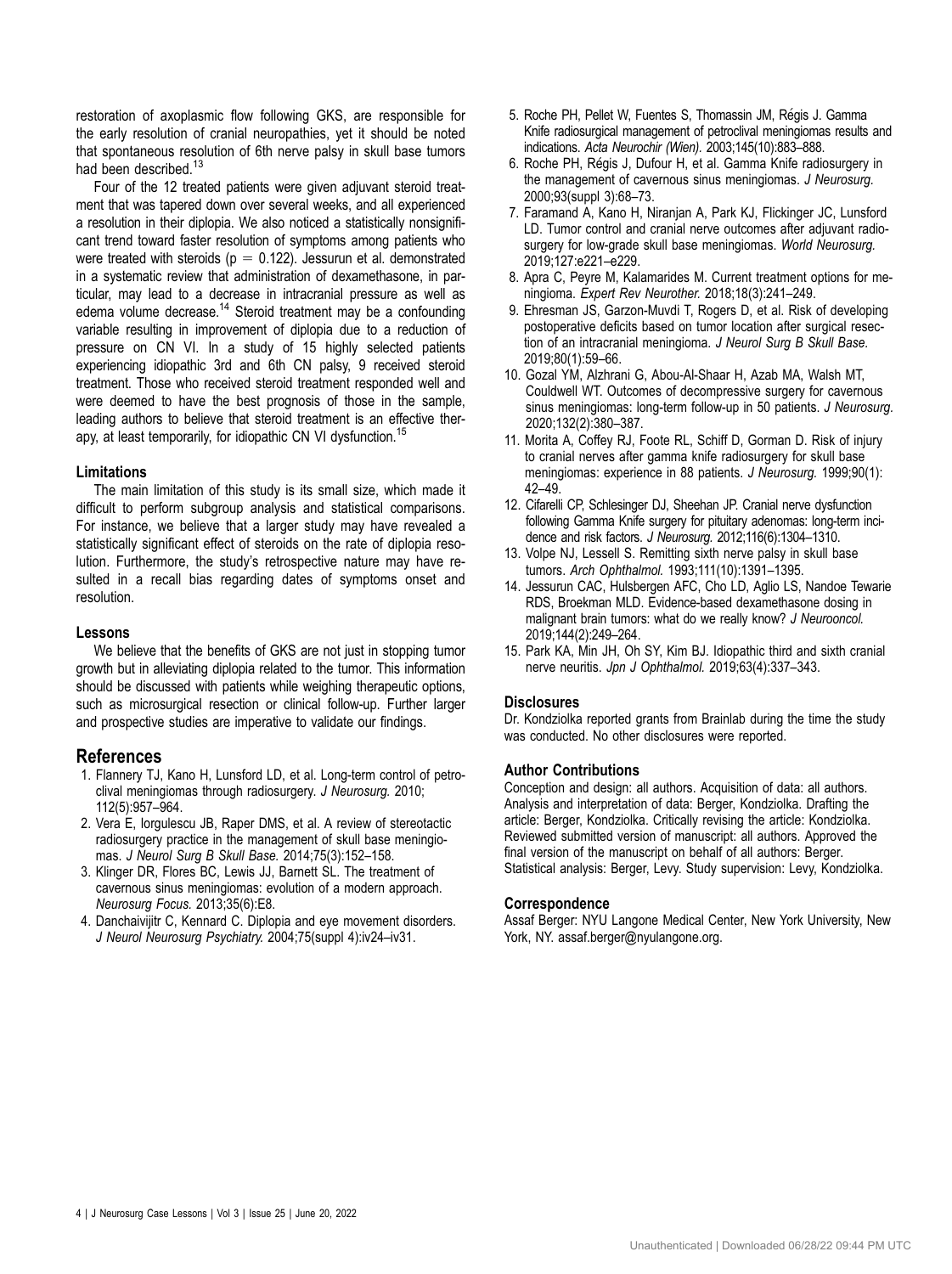restoration of axoplasmic flow following GKS, are responsible for the early resolution of cranial neuropathies, yet it should be noted that spontaneous resolution of 6th nerve palsy in skull base tumors had been described.[13]

Four of the 12 treated patients were given adjuvant steroid treatment that was tapered down over several weeks, and all experienced a resolution in their diplopia. We also noticed a statistically nonsignificant trend toward faster resolution of symptoms among patients who were treated with steroids ($p = 0.122$). Jessurun et al. demonstrated in a systematic review that administration of dexamethasone, in particular, may lead to a decrease in intracranial pressure as well as edema volume decrease.[14] Steroid treatment may be a confounding variable resulting in improvement of diplopia due to a reduction of pressure on CN VI. In a study of 15 highly selected patients experiencing idiopathic 3rd and 6th CN palsy, 9 received steroid treatment. Those who received steroid treatment responded well and were deemed to have the best prognosis of those in the sample, leading authors to believe that steroid treatment is an effective therapy, at least temporarily, for idiopathic CN VI dysfunction.[15]

### Limitations

The main limitation of this study is its small size, which made it difficult to perform subgroup analysis and statistical comparisons. For instance, we believe that a larger study may have revealed a statistically significant effect of steroids on the rate of diplopia resolution. Furthermore, the study's retrospective nature may have resulted in a recall bias regarding dates of symptoms onset and resolution.

### Lessons

We believe that the benefits of GKS are not just in stopping tumor growth but in alleviating diplopia related to the tumor. This information should be discussed with patients while weighing therapeutic options, such as microsurgical resection or clinical follow-up. Further larger and prospective studies are imperative to validate our findings.

## References

1. Flannery TJ, Kano H, Lunsford LD, et al. Long-term control of petroclival meningiomas through radiosurgery. *J Neurosurg.* 2010; 112(5):957–964.
2. Vera E, Iorgulescu JB, Raper DMS, et al. A review of stereotactic radiosurgery practice in the management of skull base meningiomas. *J Neurol Surg B Skull Base.* 2014;75(3):152–158.
3. Klinger DR, Flores BC, Lewis JJ, Barnett SL. The treatment of cavernous sinus meningiomas: evolution of a modern approach. *Neurosurg Focus.* 2013;35(6):E8.
4. Danchaivijitr C, Kennard C. Diplopia and eye movement disorders. *J Neurol Neurosurg Psychiatry.* 2004;75(suppl 4):iv24–iv31.
5. Roche PH, Pellet W, Fuentes S, Thomassin JM, Régis J. Gamma Knife radiosurgical management of petroclival meningiomas results and indications. *Acta Neurochir (Wien).* 2003;145(10):883–888.
6. Roche PH, Régis J, Dufour H, et al. Gamma Knife radiosurgery in the management of cavernous sinus meningiomas. *J Neurosurg.* 2000;93(suppl 3):68–73.
7. Faramand A, Kano H, Niranjan A, Park KJ, Flickinger JC, Lunsford LD. Tumor control and cranial nerve outcomes after adjuvant radiosurgery for low-grade skull base meningiomas. *World Neurosurg.* 2019;127:e221–e229.
8. Apra C, Peyre M, Kalamarides M. Current treatment options for meningioma. *Expert Rev Neurother.* 2018;18(3):241–249.
9. Ehresman JS, Garzon-Muvdi T, Rogers D, et al. Risk of developing postoperative deficits based on tumor location after surgical resection of an intracranial meningioma. *J Neurol Surg B Skull Base.* 2019;80(1):59–66.
10. Gozal YM, Alzhrani G, Abou-Al-Shaar H, Azab MA, Walsh MT, Couldwell WT. Outcomes of decompressive surgery for cavernous sinus meningiomas: long-term follow-up in 50 patients. *J Neurosurg.* 2020;132(2):380–387.
11. Morita A, Coffey RJ, Foote RL, Schiff D, Gorman D. Risk of injury to cranial nerves after gamma knife radiosurgery for skull base meningiomas: experience in 88 patients. *J Neurosurg.* 1999;90(1): 42–49.
12. Cifarelli CP, Schlesinger DJ, Sheehan JP. Cranial nerve dysfunction following Gamma Knife surgery for pituitary adenomas: long-term incidence and risk factors. *J Neurosurg.* 2012;116(6):1304–1310.
13. Volpe NJ, Lessell S. Remitting sixth nerve palsy in skull base tumors. *Arch Ophthalmol.* 1993;111(10):1391–1395.
14. Jessurun CAC, Hulsbergen AFC, Cho LD, Aglio LS, Nandoe Tewarie RDS, Broekman MLD. Evidence-based dexamethasone dosing in malignant brain tumors: what do we really know? *J Neurooncol.* 2019;144(2):249–264.
15. Park KA, Min JH, Oh SY, Kim BJ. Idiopathic third and sixth cranial nerve neuritis. *Jpn J Ophthalmol.* 2019;63(4):337–343.

### Disclosures

Dr. Kondziolka reported grants from Brainlab during the time the study was conducted. No other disclosures were reported.

### Author Contributions

Conception and design: all authors. Acquisition of data: all authors. Analysis and interpretation of data: Berger, Kondziolka. Drafting the article: Berger, Kondziolka. Critically revising the article: Kondziolka. Reviewed submitted version of manuscript: all authors. Approved the final version of the manuscript on behalf of all authors: Berger. Statistical analysis: Berger, Levy. Study supervision: Levy, Kondziolka.

### Correspondence

Assaf Berger: NYU Langone Medical Center, New York University, New York, NY. assaf.berger@nyulangone.org.